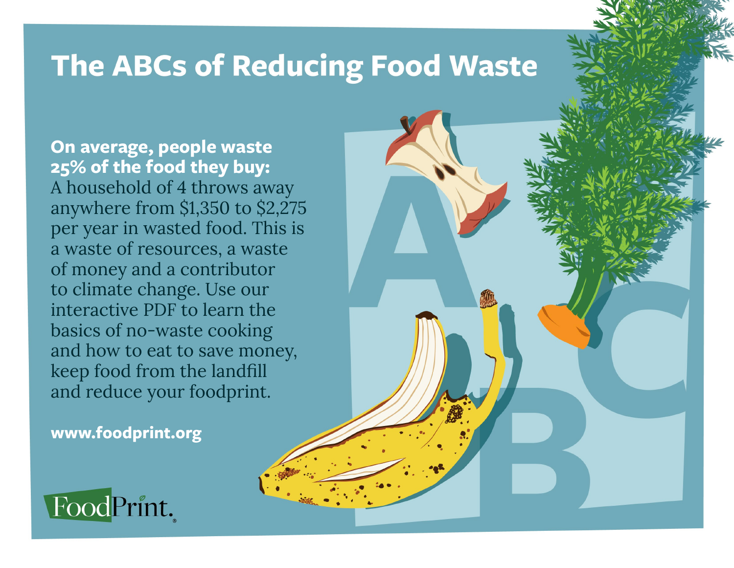# The ABCs of Reducing Food Waste

**On average, people waste 25% of the food they buy:** A household of 4 throws away anywhere from $1,350 to $2,275 per year in wasted food. This is a waste of resources, a waste of money and a contributor to climate change. Use our interactive PDF to learn the basics of no-waste cooking and how to eat to save money, keep food from the landfill and reduce your foodprint.

**www.foodprint.org**

FoodPrint.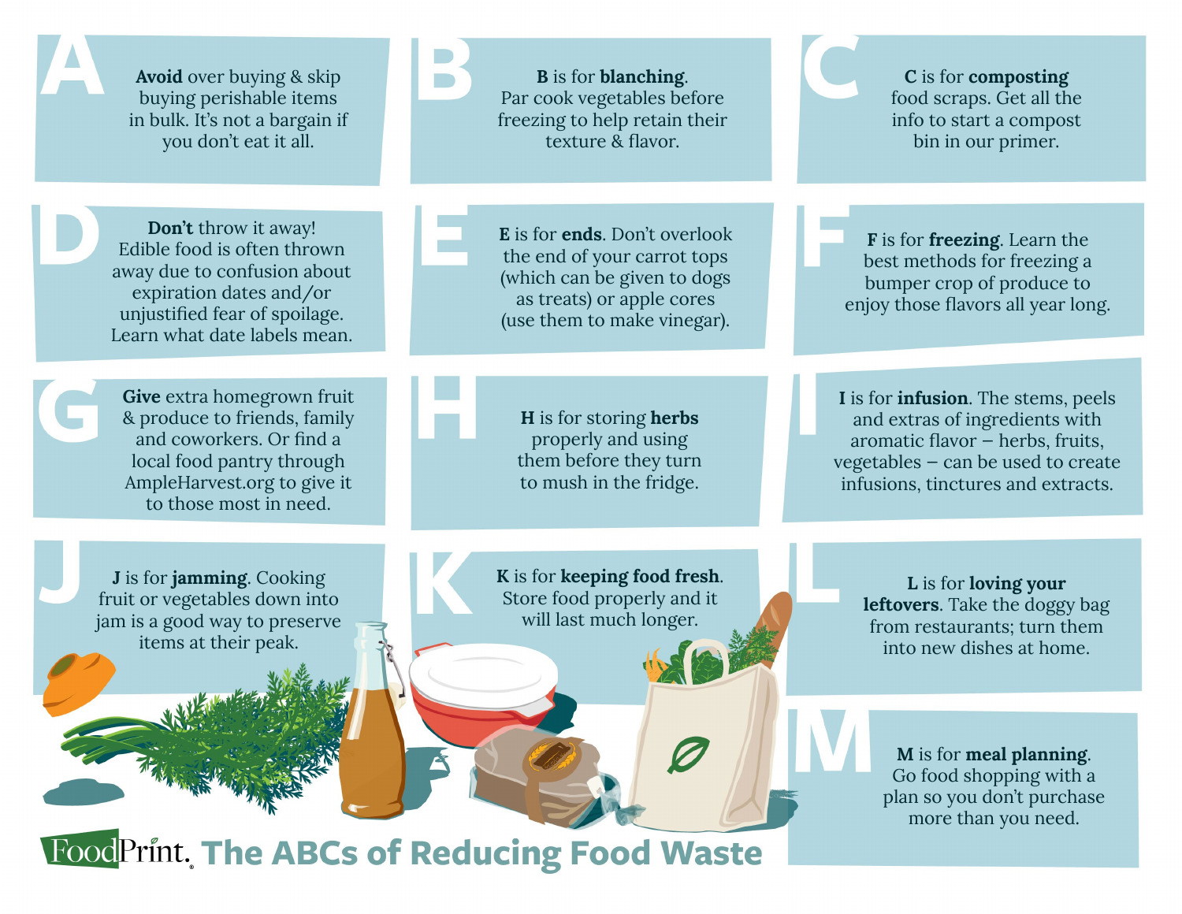# The ABCs of Reducing Food Waste

**A** — **Avoid** over buying & skip buying perishable items in bulk. It's not a bargain if you don't eat it all.

**B** — **B** is for **blanching**. Par cook vegetables before freezing to help retain their texture & flavor.

**C** — **C** is for **composting** food scraps. Get all the info to start a compost bin in our primer.

**D** — **Don't** throw it away! Edible food is often thrown away due to confusion about expiration dates and/or unjustified fear of spoilage. Learn what date labels mean.

**E** — **E** is for **ends**. Don't overlook the end of your carrot tops (which can be given to dogs as treats) or apple cores (use them to make vinegar).

**F** — **F** is for **freezing**. Learn the best methods for freezing a bumper crop of produce to enjoy those flavors all year long.

**G** — **Give** extra homegrown fruit & produce to friends, family and coworkers. Or find a local food pantry through AmpleHarvest.org to give it to those most in need.

**H** — **H** is for storing **herbs** properly and using them before they turn to mush in the fridge.

**I** — **I** is for **infusion**. The stems, peels and extras of ingredients with aromatic flavor – herbs, fruits, vegetables – can be used to create infusions, tinctures and extracts.

**J** — **J** is for **jamming**. Cooking fruit or vegetables down into jam is a good way to preserve items at their peak.

**K** — **K** is for **keeping food fresh**. Store food properly and it will last much longer.

**L** — **L** is for **loving your leftovers**. Take the doggy bag from restaurants; turn them into new dishes at home.

**M** — **M** is for **meal planning**. Go food shopping with a plan so you don't purchase more than you need.

FoodPrint.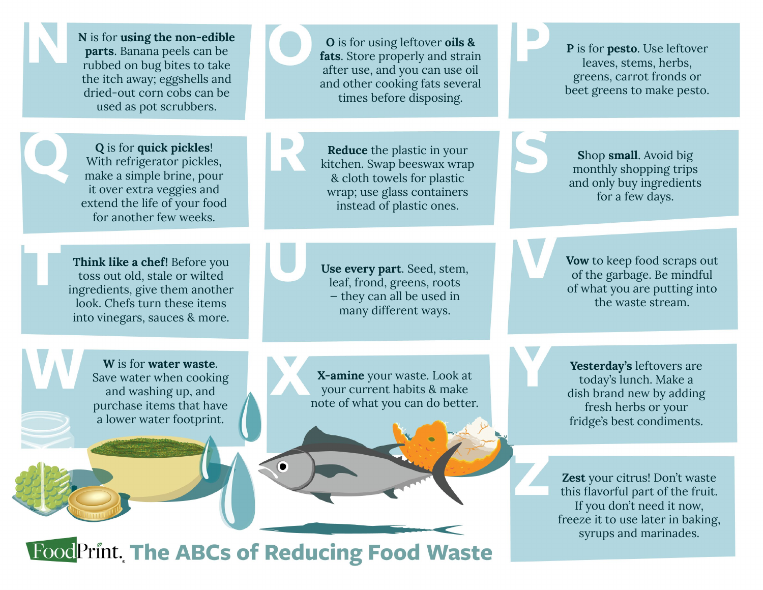# FoodPrint. The ABCs of Reducing Food Waste

**N**

**N** is for **using the non-edible parts**. Banana peels can be rubbed on bug bites to take the itch away; eggshells and dried-out corn cobs can be used as pot scrubbers.

**O**

**O** is for using leftover **oils & fats**. Store properly and strain after use, and you can use oil and other cooking fats several times before disposing.

**P**

**P** is for **pesto**. Use leftover leaves, stems, herbs, greens, carrot fronds or beet greens to make pesto.

**Q**

**Q** is for **quick pickles**! With refrigerator pickles, make a simple brine, pour it over extra veggies and extend the life of your food for another few weeks.

**R**

**Reduce** the plastic in your kitchen. Swap beeswax wrap & cloth towels for plastic wrap; use glass containers instead of plastic ones.

**S**

**Shop small**. Avoid big monthly shopping trips and only buy ingredients for a few days.

**T**

**Think like a chef!** Before you toss out old, stale or wilted ingredients, give them another look. Chefs turn these items into vinegars, sauces & more.

**U**

**Use every part**. Seed, stem, leaf, frond, greens, roots – they can all be used in many different ways.

**V**

**Vow** to keep food scraps out of the garbage. Be mindful of what you are putting into the waste stream.

**W**

**W** is for **water waste**. Save water when cooking and washing up, and purchase items that have a lower water footprint.

**X**

**X-amine** your waste. Look at your current habits & make note of what you can do better.

**Y**

**Yesterday's** leftovers are today's lunch. Make a dish brand new by adding fresh herbs or your fridge's best condiments.

**Z**

**Zest** your citrus! Don't waste this flavorful part of the fruit. If you don't need it now, freeze it to use later in baking, syrups and marinades.